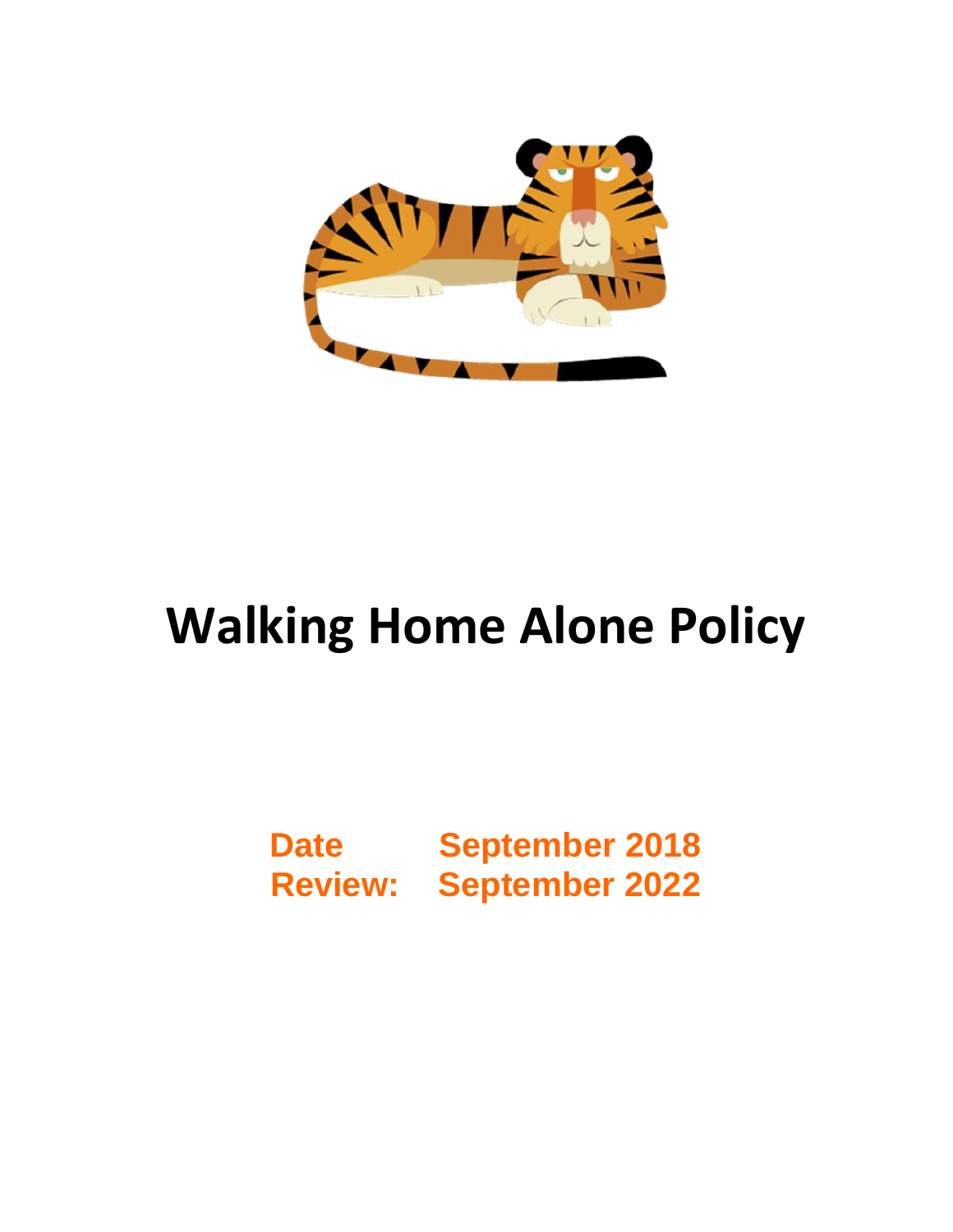# Walking Home Alone Policy

**Date September 2018**
**Review: September 2022**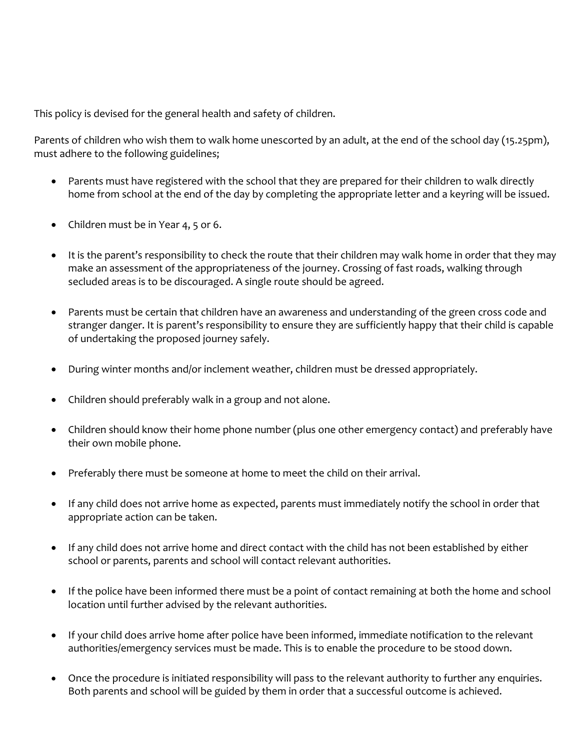This policy is devised for the general health and safety of children.

Parents of children who wish them to walk home unescorted by an adult, at the end of the school day (15.25pm), must adhere to the following guidelines;

- Parents must have registered with the school that they are prepared for their children to walk directly home from school at the end of the day by completing the appropriate letter and a keyring will be issued.
- Children must be in Year 4, 5 or 6.
- It is the parent's responsibility to check the route that their children may walk home in order that they may make an assessment of the appropriateness of the journey. Crossing of fast roads, walking through secluded areas is to be discouraged. A single route should be agreed.
- Parents must be certain that children have an awareness and understanding of the green cross code and stranger danger. It is parent's responsibility to ensure they are sufficiently happy that their child is capable of undertaking the proposed journey safely.
- During winter months and/or inclement weather, children must be dressed appropriately.
- Children should preferably walk in a group and not alone.
- Children should know their home phone number (plus one other emergency contact) and preferably have their own mobile phone.
- Preferably there must be someone at home to meet the child on their arrival.
- If any child does not arrive home as expected, parents must immediately notify the school in order that appropriate action can be taken.
- If any child does not arrive home and direct contact with the child has not been established by either school or parents, parents and school will contact relevant authorities.
- If the police have been informed there must be a point of contact remaining at both the home and school location until further advised by the relevant authorities.
- If your child does arrive home after police have been informed, immediate notification to the relevant authorities/emergency services must be made. This is to enable the procedure to be stood down.
- Once the procedure is initiated responsibility will pass to the relevant authority to further any enquiries. Both parents and school will be guided by them in order that a successful outcome is achieved.